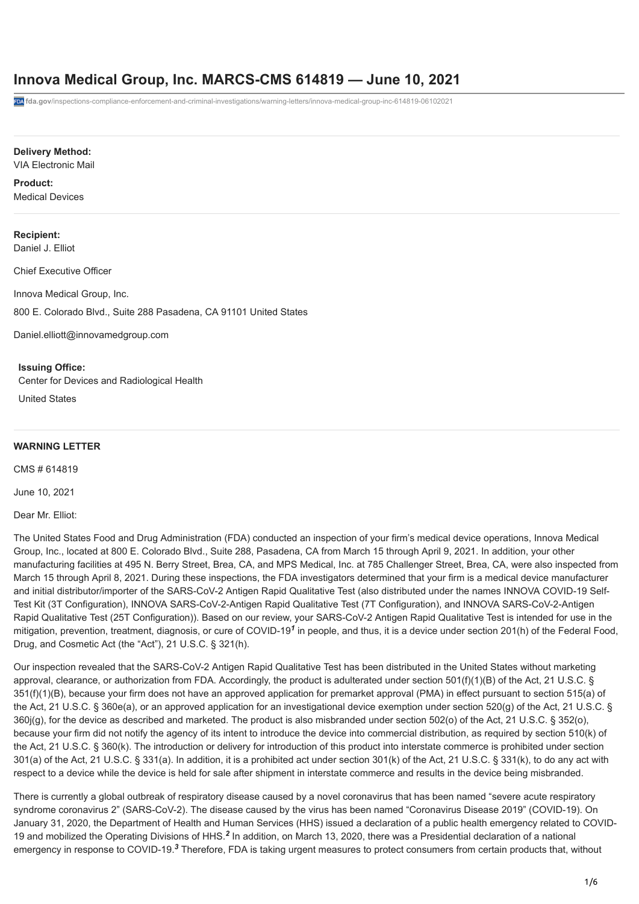# Innova Medical Group, Inc. MARCS-CMS 614819 — June 10, 2021

fda.gov/inspections-compliance-enforcement-and-criminal-investigations/warning-letters/innova-medical-group-inc-614819-06102021

**Delivery Method:**
VIA Electronic Mail

**Product:**
Medical Devices

**Recipient:**
Daniel J. Elliot

Chief Executive Officer

Innova Medical Group, Inc.

800 E. Colorado Blvd., Suite 288 Pasadena, CA 91101 United States

Daniel.elliott@innovamedgroup.com

**Issuing Office:**
Center for Devices and Radiological Health

United States

**WARNING LETTER**

CMS # 614819

June 10, 2021

Dear Mr. Elliot:

The United States Food and Drug Administration (FDA) conducted an inspection of your firm's medical device operations, Innova Medical Group, Inc., located at 800 E. Colorado Blvd., Suite 288, Pasadena, CA from March 15 through April 9, 2021. In addition, your other manufacturing facilities at 495 N. Berry Street, Brea, CA, and MPS Medical, Inc. at 785 Challenger Street, Brea, CA, were also inspected from March 15 through April 8, 2021. During these inspections, the FDA investigators determined that your firm is a medical device manufacturer and initial distributor/importer of the SARS-CoV-2 Antigen Rapid Qualitative Test (also distributed under the names INNOVA COVID-19 Self-Test Kit (3T Configuration), INNOVA SARS-CoV-2-Antigen Rapid Qualitative Test (7T Configuration), and INNOVA SARS-CoV-2-Antigen Rapid Qualitative Test (25T Configuration)). Based on our review, your SARS-CoV-2 Antigen Rapid Qualitative Test is intended for use in the mitigation, prevention, treatment, diagnosis, or cure of COVID-19[1] in people, and thus, it is a device under section 201(h) of the Federal Food, Drug, and Cosmetic Act (the "Act"), 21 U.S.C. § 321(h).

Our inspection revealed that the SARS-CoV-2 Antigen Rapid Qualitative Test has been distributed in the United States without marketing approval, clearance, or authorization from FDA. Accordingly, the product is adulterated under section 501(f)(1)(B) of the Act, 21 U.S.C. § 351(f)(1)(B), because your firm does not have an approved application for premarket approval (PMA) in effect pursuant to section 515(a) of the Act, 21 U.S.C. § 360e(a), or an approved application for an investigational device exemption under section 520(g) of the Act, 21 U.S.C. § 360j(g), for the device as described and marketed. The product is also misbranded under section 502(o) of the Act, 21 U.S.C. § 352(o), because your firm did not notify the agency of its intent to introduce the device into commercial distribution, as required by section 510(k) of the Act, 21 U.S.C. § 360(k). The introduction or delivery for introduction of this product into interstate commerce is prohibited under section 301(a) of the Act, 21 U.S.C. § 331(a). In addition, it is a prohibited act under section 301(k) of the Act, 21 U.S.C. § 331(k), to do any act with respect to a device while the device is held for sale after shipment in interstate commerce and results in the device being misbranded.

There is currently a global outbreak of respiratory disease caused by a novel coronavirus that has been named "severe acute respiratory syndrome coronavirus 2" (SARS-CoV-2). The disease caused by the virus has been named "Coronavirus Disease 2019" (COVID-19). On January 31, 2020, the Department of Health and Human Services (HHS) issued a declaration of a public health emergency related to COVID-19 and mobilized the Operating Divisions of HHS.[2] In addition, on March 13, 2020, there was a Presidential declaration of a national emergency in response to COVID-19.[3] Therefore, FDA is taking urgent measures to protect consumers from certain products that, without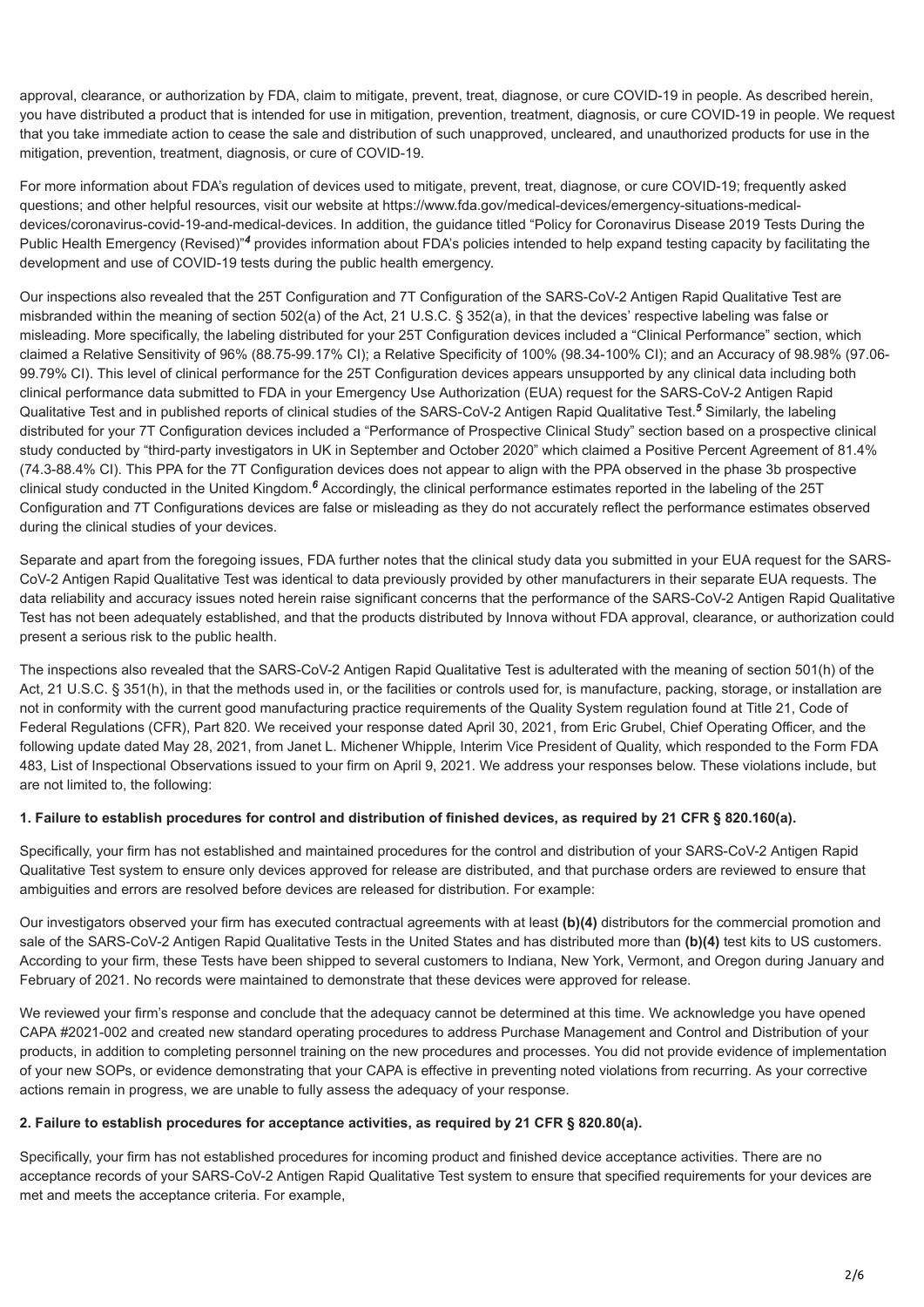approval, clearance, or authorization by FDA, claim to mitigate, prevent, treat, diagnose, or cure COVID-19 in people. As described herein, you have distributed a product that is intended for use in mitigation, prevention, treatment, diagnosis, or cure COVID-19 in people. We request that you take immediate action to cease the sale and distribution of such unapproved, uncleared, and unauthorized products for use in the mitigation, prevention, treatment, diagnosis, or cure of COVID-19.

For more information about FDA's regulation of devices used to mitigate, prevent, treat, diagnose, or cure COVID-19; frequently asked questions; and other helpful resources, visit our website at https://www.fda.gov/medical-devices/emergency-situations-medical-devices/coronavirus-covid-19-and-medical-devices. In addition, the guidance titled "Policy for Coronavirus Disease 2019 Tests During the Public Health Emergency (Revised)"[4] provides information about FDA's policies intended to help expand testing capacity by facilitating the development and use of COVID-19 tests during the public health emergency.

Our inspections also revealed that the 25T Configuration and 7T Configuration of the SARS-CoV-2 Antigen Rapid Qualitative Test are misbranded within the meaning of section 502(a) of the Act, 21 U.S.C. § 352(a), in that the devices' respective labeling was false or misleading. More specifically, the labeling distributed for your 25T Configuration devices included a "Clinical Performance" section, which claimed a Relative Sensitivity of 96% (88.75-99.17% CI); a Relative Specificity of 100% (98.34-100% CI); and an Accuracy of 98.98% (97.06-99.79% CI). This level of clinical performance for the 25T Configuration devices appears unsupported by any clinical data including both clinical performance data submitted to FDA in your Emergency Use Authorization (EUA) request for the SARS-CoV-2 Antigen Rapid Qualitative Test and in published reports of clinical studies of the SARS-CoV-2 Antigen Rapid Qualitative Test.[5] Similarly, the labeling distributed for your 7T Configuration devices included a "Performance of Prospective Clinical Study" section based on a prospective clinical study conducted by "third-party investigators in UK in September and October 2020" which claimed a Positive Percent Agreement of 81.4% (74.3-88.4% CI). This PPA for the 7T Configuration devices does not appear to align with the PPA observed in the phase 3b prospective clinical study conducted in the United Kingdom.[6] Accordingly, the clinical performance estimates reported in the labeling of the 25T Configuration and 7T Configurations devices are false or misleading as they do not accurately reflect the performance estimates observed during the clinical studies of your devices.

Separate and apart from the foregoing issues, FDA further notes that the clinical study data you submitted in your EUA request for the SARS-CoV-2 Antigen Rapid Qualitative Test was identical to data previously provided by other manufacturers in their separate EUA requests. The data reliability and accuracy issues noted herein raise significant concerns that the performance of the SARS-CoV-2 Antigen Rapid Qualitative Test has not been adequately established, and that the products distributed by Innova without FDA approval, clearance, or authorization could present a serious risk to the public health.

The inspections also revealed that the SARS-CoV-2 Antigen Rapid Qualitative Test is adulterated with the meaning of section 501(h) of the Act, 21 U.S.C. § 351(h), in that the methods used in, or the facilities or controls used for, is manufacture, packing, storage, or installation are not in conformity with the current good manufacturing practice requirements of the Quality System regulation found at Title 21, Code of Federal Regulations (CFR), Part 820. We received your response dated April 30, 2021, from Eric Grubel, Chief Operating Officer, and the following update dated May 28, 2021, from Janet L. Michener Whipple, Interim Vice President of Quality, which responded to the Form FDA 483, List of Inspectional Observations issued to your firm on April 9, 2021. We address your responses below. These violations include, but are not limited to, the following:

**1. Failure to establish procedures for control and distribution of finished devices, as required by 21 CFR § 820.160(a).**

Specifically, your firm has not established and maintained procedures for the control and distribution of your SARS-CoV-2 Antigen Rapid Qualitative Test system to ensure only devices approved for release are distributed, and that purchase orders are reviewed to ensure that ambiguities and errors are resolved before devices are released for distribution. For example:

Our investigators observed your firm has executed contractual agreements with at least **(b)(4)** distributors for the commercial promotion and sale of the SARS-CoV-2 Antigen Rapid Qualitative Tests in the United States and has distributed more than **(b)(4)** test kits to US customers. According to your firm, these Tests have been shipped to several customers to Indiana, New York, Vermont, and Oregon during January and February of 2021. No records were maintained to demonstrate that these devices were approved for release.

We reviewed your firm's response and conclude that the adequacy cannot be determined at this time. We acknowledge you have opened CAPA #2021-002 and created new standard operating procedures to address Purchase Management and Control and Distribution of your products, in addition to completing personnel training on the new procedures and processes. You did not provide evidence of implementation of your new SOPs, or evidence demonstrating that your CAPA is effective in preventing noted violations from recurring. As your corrective actions remain in progress, we are unable to fully assess the adequacy of your response.

**2. Failure to establish procedures for acceptance activities, as required by 21 CFR § 820.80(a).**

Specifically, your firm has not established procedures for incoming product and finished device acceptance activities. There are no acceptance records of your SARS-CoV-2 Antigen Rapid Qualitative Test system to ensure that specified requirements for your devices are met and meets the acceptance criteria. For example,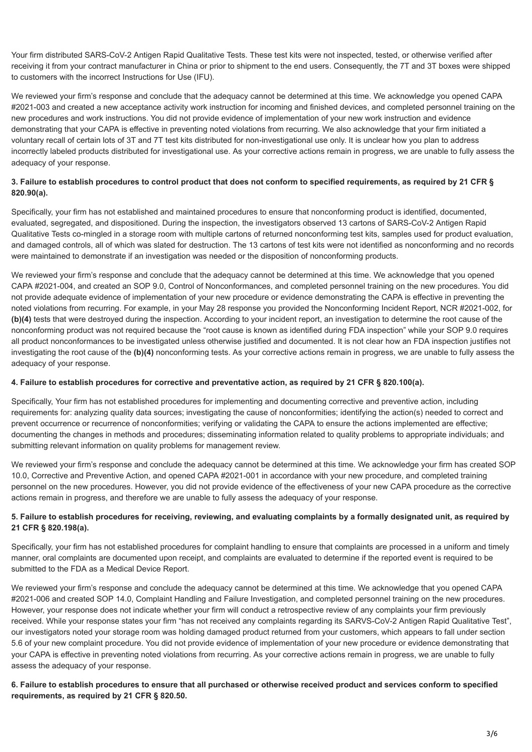Your firm distributed SARS-CoV-2 Antigen Rapid Qualitative Tests. These test kits were not inspected, tested, or otherwise verified after receiving it from your contract manufacturer in China or prior to shipment to the end users. Consequently, the 7T and 3T boxes were shipped to customers with the incorrect Instructions for Use (IFU).

We reviewed your firm's response and conclude that the adequacy cannot be determined at this time. We acknowledge you opened CAPA #2021-003 and created a new acceptance activity work instruction for incoming and finished devices, and completed personnel training on the new procedures and work instructions. You did not provide evidence of implementation of your new work instruction and evidence demonstrating that your CAPA is effective in preventing noted violations from recurring. We also acknowledge that your firm initiated a voluntary recall of certain lots of 3T and 7T test kits distributed for non-investigational use only. It is unclear how you plan to address incorrectly labeled products distributed for investigational use. As your corrective actions remain in progress, we are unable to fully assess the adequacy of your response.

**3. Failure to establish procedures to control product that does not conform to specified requirements, as required by 21 CFR § 820.90(a).**

Specifically, your firm has not established and maintained procedures to ensure that nonconforming product is identified, documented, evaluated, segregated, and dispositioned. During the inspection, the investigators observed 13 cartons of SARS-CoV-2 Antigen Rapid Qualitative Tests co-mingled in a storage room with multiple cartons of returned nonconforming test kits, samples used for product evaluation, and damaged controls, all of which was slated for destruction. The 13 cartons of test kits were not identified as nonconforming and no records were maintained to demonstrate if an investigation was needed or the disposition of nonconforming products.

We reviewed your firm's response and conclude that the adequacy cannot be determined at this time. We acknowledge that you opened CAPA #2021-004, and created an SOP 9.0, Control of Nonconformances, and completed personnel training on the new procedures. You did not provide adequate evidence of implementation of your new procedure or evidence demonstrating the CAPA is effective in preventing the noted violations from recurring. For example, in your May 28 response you provided the Nonconforming Incident Report, NCR #2021-002, for **(b)(4)** tests that were destroyed during the inspection. According to your incident report, an investigation to determine the root cause of the nonconforming product was not required because the "root cause is known as identified during FDA inspection" while your SOP 9.0 requires all product nonconformances to be investigated unless otherwise justified and documented. It is not clear how an FDA inspection justifies not investigating the root cause of the **(b)(4)** nonconforming tests. As your corrective actions remain in progress, we are unable to fully assess the adequacy of your response.

**4. Failure to establish procedures for corrective and preventative action, as required by 21 CFR § 820.100(a).**

Specifically, Your firm has not established procedures for implementing and documenting corrective and preventive action, including requirements for: analyzing quality data sources; investigating the cause of nonconformities; identifying the action(s) needed to correct and prevent occurrence or recurrence of nonconformities; verifying or validating the CAPA to ensure the actions implemented are effective; documenting the changes in methods and procedures; disseminating information related to quality problems to appropriate individuals; and submitting relevant information on quality problems for management review.

We reviewed your firm's response and conclude the adequacy cannot be determined at this time. We acknowledge your firm has created SOP 10.0, Corrective and Preventive Action, and opened CAPA #2021-001 in accordance with your new procedure, and completed training personnel on the new procedures. However, you did not provide evidence of the effectiveness of your new CAPA procedure as the corrective actions remain in progress, and therefore we are unable to fully assess the adequacy of your response.

**5. Failure to establish procedures for receiving, reviewing, and evaluating complaints by a formally designated unit, as required by 21 CFR § 820.198(a).**

Specifically, your firm has not established procedures for complaint handling to ensure that complaints are processed in a uniform and timely manner, oral complaints are documented upon receipt, and complaints are evaluated to determine if the reported event is required to be submitted to the FDA as a Medical Device Report.

We reviewed your firm's response and conclude the adequacy cannot be determined at this time. We acknowledge that you opened CAPA #2021-006 and created SOP 14.0, Complaint Handling and Failure Investigation, and completed personnel training on the new procedures. However, your response does not indicate whether your firm will conduct a retrospective review of any complaints your firm previously received. While your response states your firm "has not received any complaints regarding its SARVS-CoV-2 Antigen Rapid Qualitative Test", our investigators noted your storage room was holding damaged product returned from your customers, which appears to fall under section 5.6 of your new complaint procedure. You did not provide evidence of implementation of your new procedure or evidence demonstrating that your CAPA is effective in preventing noted violations from recurring. As your corrective actions remain in progress, we are unable to fully assess the adequacy of your response.

**6. Failure to establish procedures to ensure that all purchased or otherwise received product and services conform to specified requirements, as required by 21 CFR § 820.50.**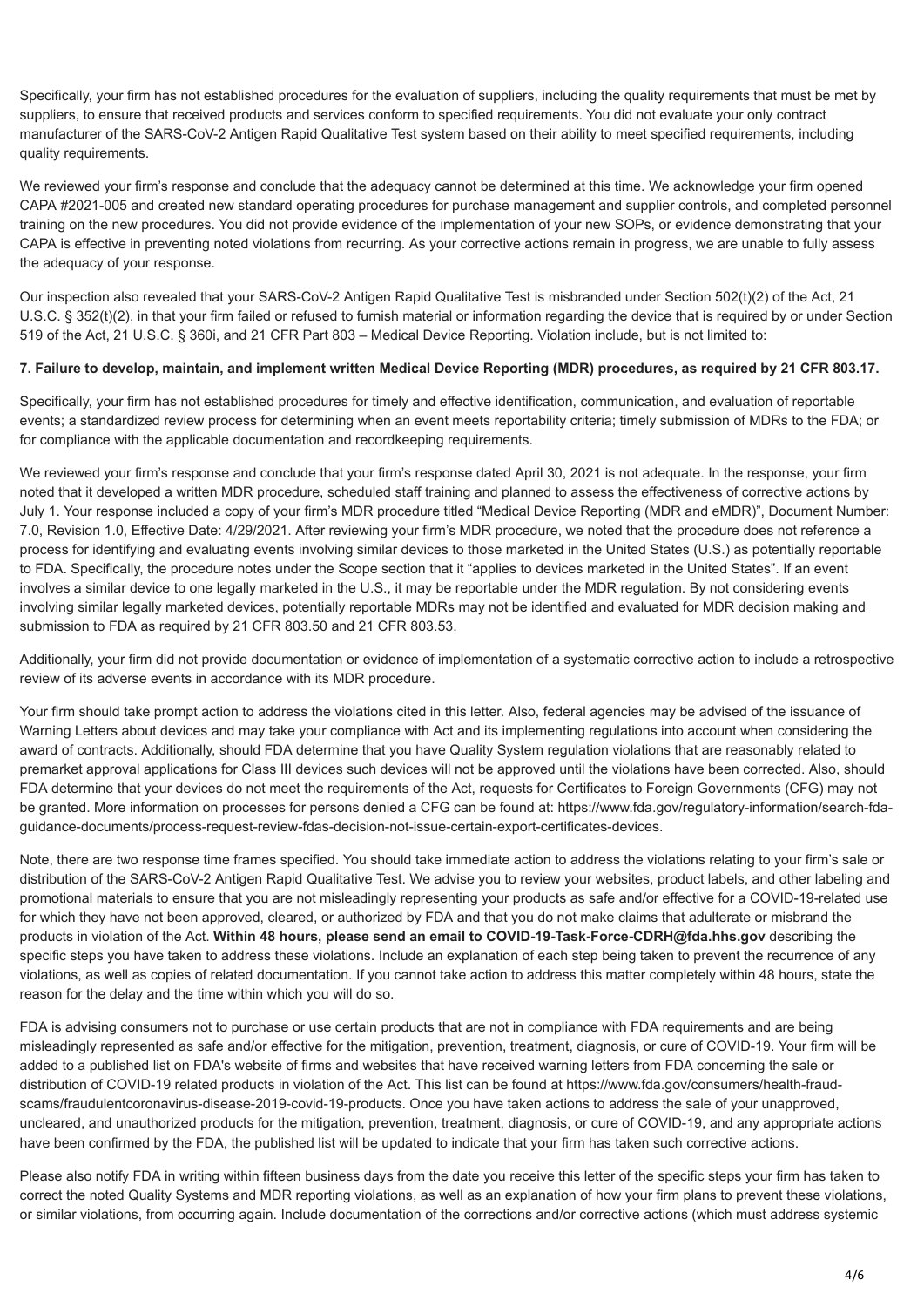Specifically, your firm has not established procedures for the evaluation of suppliers, including the quality requirements that must be met by suppliers, to ensure that received products and services conform to specified requirements. You did not evaluate your only contract manufacturer of the SARS-CoV-2 Antigen Rapid Qualitative Test system based on their ability to meet specified requirements, including quality requirements.

We reviewed your firm's response and conclude that the adequacy cannot be determined at this time. We acknowledge your firm opened CAPA #2021-005 and created new standard operating procedures for purchase management and supplier controls, and completed personnel training on the new procedures. You did not provide evidence of the implementation of your new SOPs, or evidence demonstrating that your CAPA is effective in preventing noted violations from recurring. As your corrective actions remain in progress, we are unable to fully assess the adequacy of your response.

Our inspection also revealed that your SARS-CoV-2 Antigen Rapid Qualitative Test is misbranded under Section 502(t)(2) of the Act, 21 U.S.C. § 352(t)(2), in that your firm failed or refused to furnish material or information regarding the device that is required by or under Section 519 of the Act, 21 U.S.C. § 360i, and 21 CFR Part 803 – Medical Device Reporting. Violation include, but is not limited to:

**7. Failure to develop, maintain, and implement written Medical Device Reporting (MDR) procedures, as required by 21 CFR 803.17.**

Specifically, your firm has not established procedures for timely and effective identification, communication, and evaluation of reportable events; a standardized review process for determining when an event meets reportability criteria; timely submission of MDRs to the FDA; or for compliance with the applicable documentation and recordkeeping requirements.

We reviewed your firm's response and conclude that your firm's response dated April 30, 2021 is not adequate. In the response, your firm noted that it developed a written MDR procedure, scheduled staff training and planned to assess the effectiveness of corrective actions by July 1. Your response included a copy of your firm's MDR procedure titled "Medical Device Reporting (MDR and eMDR)", Document Number: 7.0, Revision 1.0, Effective Date: 4/29/2021. After reviewing your firm's MDR procedure, we noted that the procedure does not reference a process for identifying and evaluating events involving similar devices to those marketed in the United States (U.S.) as potentially reportable to FDA. Specifically, the procedure notes under the Scope section that it "applies to devices marketed in the United States". If an event involves a similar device to one legally marketed in the U.S., it may be reportable under the MDR regulation. By not considering events involving similar legally marketed devices, potentially reportable MDRs may not be identified and evaluated for MDR decision making and submission to FDA as required by 21 CFR 803.50 and 21 CFR 803.53.

Additionally, your firm did not provide documentation or evidence of implementation of a systematic corrective action to include a retrospective review of its adverse events in accordance with its MDR procedure.

Your firm should take prompt action to address the violations cited in this letter. Also, federal agencies may be advised of the issuance of Warning Letters about devices and may take your compliance with Act and its implementing regulations into account when considering the award of contracts. Additionally, should FDA determine that you have Quality System regulation violations that are reasonably related to premarket approval applications for Class III devices such devices will not be approved until the violations have been corrected. Also, should FDA determine that your devices do not meet the requirements of the Act, requests for Certificates to Foreign Governments (CFG) may not be granted. More information on processes for persons denied a CFG can be found at: https://www.fda.gov/regulatory-information/search-fda-guidance-documents/process-request-review-fdas-decision-not-issue-certain-export-certificates-devices.

Note, there are two response time frames specified. You should take immediate action to address the violations relating to your firm's sale or distribution of the SARS-CoV-2 Antigen Rapid Qualitative Test. We advise you to review your websites, product labels, and other labeling and promotional materials to ensure that you are not misleadingly representing your products as safe and/or effective for a COVID-19-related use for which they have not been approved, cleared, or authorized by FDA and that you do not make claims that adulterate or misbrand the products in violation of the Act. **Within 48 hours, please send an email to COVID-19-Task-Force-CDRH@fda.hhs.gov** describing the specific steps you have taken to address these violations. Include an explanation of each step being taken to prevent the recurrence of any violations, as well as copies of related documentation. If you cannot take action to address this matter completely within 48 hours, state the reason for the delay and the time within which you will do so.

FDA is advising consumers not to purchase or use certain products that are not in compliance with FDA requirements and are being misleadingly represented as safe and/or effective for the mitigation, prevention, treatment, diagnosis, or cure of COVID-19. Your firm will be added to a published list on FDA's website of firms and websites that have received warning letters from FDA concerning the sale or distribution of COVID-19 related products in violation of the Act. This list can be found at https://www.fda.gov/consumers/health-fraud-scams/fraudulentcoronavirus-disease-2019-covid-19-products. Once you have taken actions to address the sale of your unapproved, uncleared, and unauthorized products for the mitigation, prevention, treatment, diagnosis, or cure of COVID-19, and any appropriate actions have been confirmed by the FDA, the published list will be updated to indicate that your firm has taken such corrective actions.

Please also notify FDA in writing within fifteen business days from the date you receive this letter of the specific steps your firm has taken to correct the noted Quality Systems and MDR reporting violations, as well as an explanation of how your firm plans to prevent these violations, or similar violations, from occurring again. Include documentation of the corrections and/or corrective actions (which must address systemic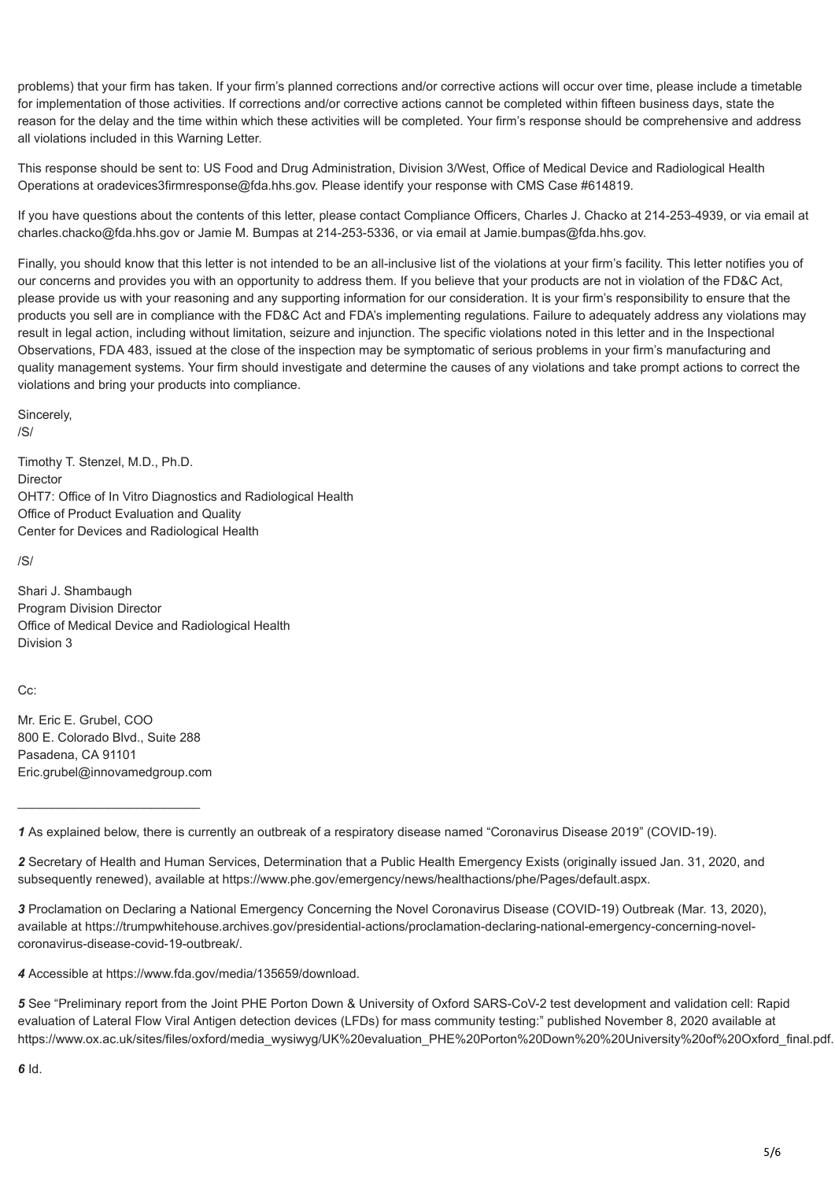problems) that your firm has taken. If your firm's planned corrections and/or corrective actions will occur over time, please include a timetable for implementation of those activities. If corrections and/or corrective actions cannot be completed within fifteen business days, state the reason for the delay and the time within which these activities will be completed. Your firm's response should be comprehensive and address all violations included in this Warning Letter.

This response should be sent to: US Food and Drug Administration, Division 3/West, Office of Medical Device and Radiological Health Operations at oradevices3firmresponse@fda.hhs.gov. Please identify your response with CMS Case #614819.

If you have questions about the contents of this letter, please contact Compliance Officers, Charles J. Chacko at 214-253-4939, or via email at charles.chacko@fda.hhs.gov or Jamie M. Bumpas at 214-253-5336, or via email at Jamie.bumpas@fda.hhs.gov.

Finally, you should know that this letter is not intended to be an all-inclusive list of the violations at your firm's facility. This letter notifies you of our concerns and provides you with an opportunity to address them. If you believe that your products are not in violation of the FD&C Act, please provide us with your reasoning and any supporting information for our consideration. It is your firm's responsibility to ensure that the products you sell are in compliance with the FD&C Act and FDA's implementing regulations. Failure to adequately address any violations may result in legal action, including without limitation, seizure and injunction. The specific violations noted in this letter and in the Inspectional Observations, FDA 483, issued at the close of the inspection may be symptomatic of serious problems in your firm's manufacturing and quality management systems. Your firm should investigate and determine the causes of any violations and take prompt actions to correct the violations and bring your products into compliance.

Sincerely,
/S/

Timothy T. Stenzel, M.D., Ph.D.
Director
OHT7: Office of In Vitro Diagnostics and Radiological Health
Office of Product Evaluation and Quality
Center for Devices and Radiological Health

/S/

Shari J. Shambaugh
Program Division Director
Office of Medical Device and Radiological Health
Division 3

Cc:

Mr. Eric E. Grubel, COO
800 E. Colorado Blvd., Suite 288
Pasadena, CA 91101
Eric.grubel@innovamedgroup.com

---

***1*** As explained below, there is currently an outbreak of a respiratory disease named "Coronavirus Disease 2019" (COVID-19).

***2*** Secretary of Health and Human Services, Determination that a Public Health Emergency Exists (originally issued Jan. 31, 2020, and subsequently renewed), available at https://www.phe.gov/emergency/news/healthactions/phe/Pages/default.aspx.

***3*** Proclamation on Declaring a National Emergency Concerning the Novel Coronavirus Disease (COVID-19) Outbreak (Mar. 13, 2020), available at https://trumpwhitehouse.archives.gov/presidential-actions/proclamation-declaring-national-emergency-concerning-novel-coronavirus-disease-covid-19-outbreak/.

***4*** Accessible at https://www.fda.gov/media/135659/download.

***5*** See "Preliminary report from the Joint PHE Porton Down & University of Oxford SARS-CoV-2 test development and validation cell: Rapid evaluation of Lateral Flow Viral Antigen detection devices (LFDs) for mass community testing:" published November 8, 2020 available at https://www.ox.ac.uk/sites/files/oxford/media_wysiwyg/UK%20evaluation_PHE%20Porton%20Down%20%20University%20of%20Oxford_final.pdf.

***6*** Id.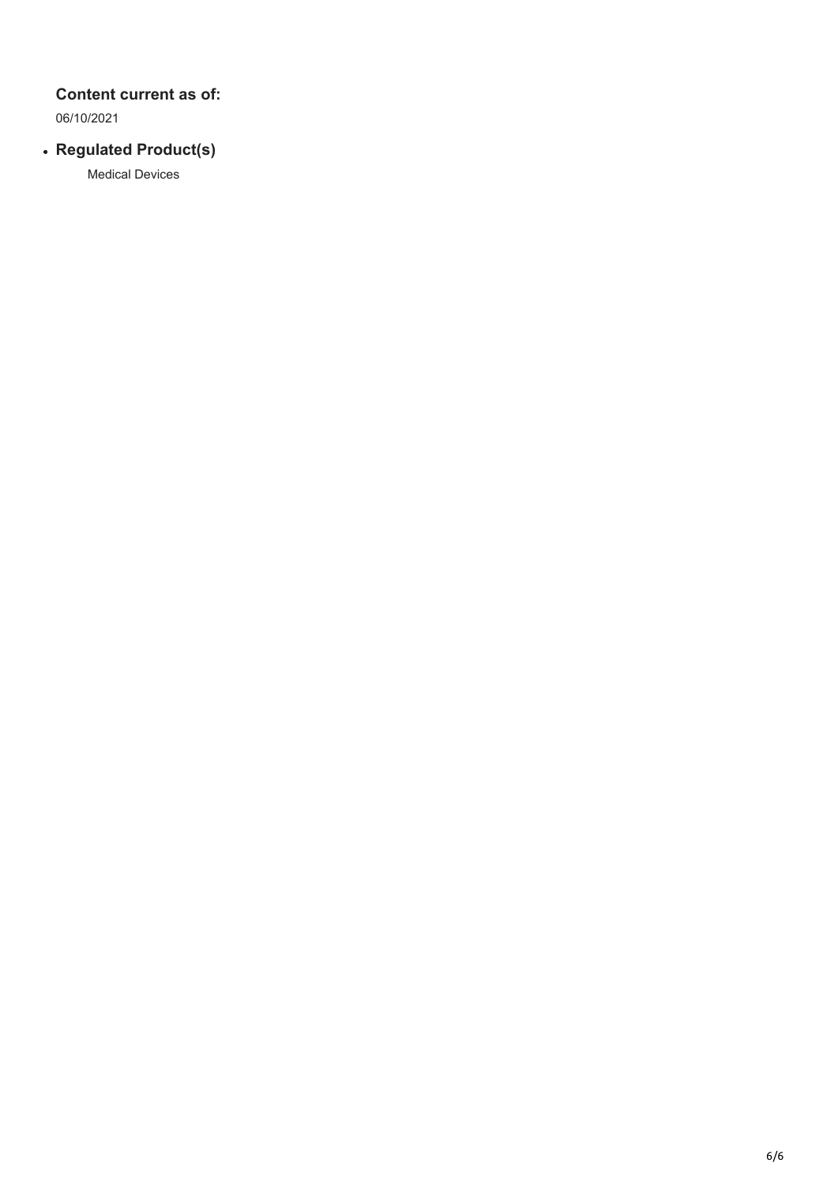### Content current as of:

06/10/2021

- **Regulated Product(s)**

  Medical Devices